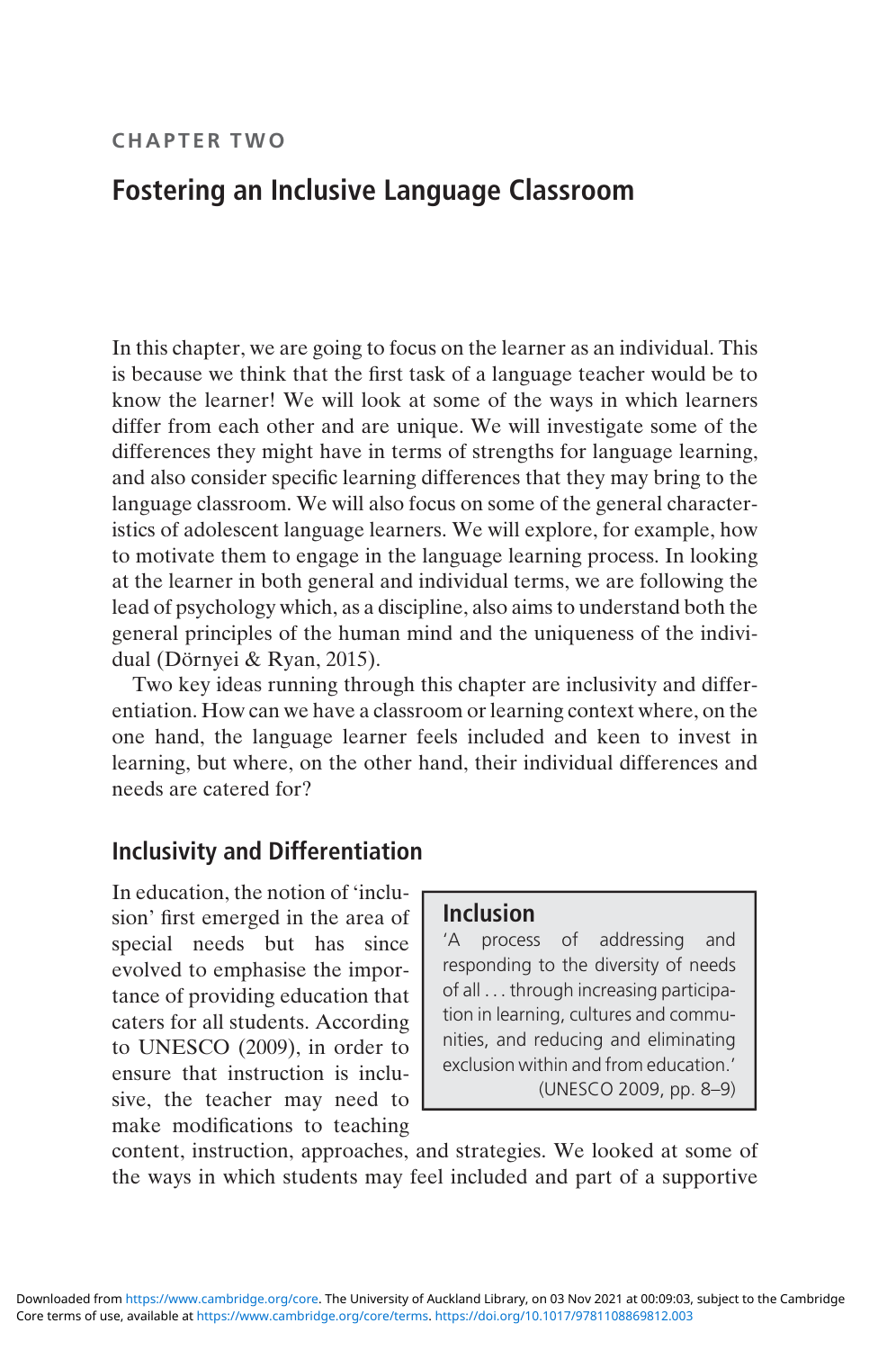CHAPTER TWO

# Fostering an Inclusive Language Classroom

In this chapter, we are going to focus on the learner as an individual. This is because we think that the first task of a language teacher would be to know the learner! We will look at some of the ways in which learners differ from each other and are unique. We will investigate some of the differences they might have in terms of strengths for language learning, and also consider specific learning differences that they may bring to the language classroom. We will also focus on some of the general characteristics of adolescent language learners. We will explore, for example, how to motivate them to engage in the language learning process. In looking at the learner in both general and individual terms, we are following the lead of psychology which, as a discipline, also aims to understand both the general principles of the human mind and the uniqueness of the individual (Dörnyei & Ryan, 2015).

Two key ideas running through this chapter are inclusivity and differentiation. How can we have a classroom or learning context where, on the one hand, the language learner feels included and keen to invest in learning, but where, on the other hand, their individual differences and needs are catered for?

## Inclusivity and Differentiation

> **Inclusion**
>
> 'A process of addressing and responding to the diversity of needs of all . . . through increasing participation in learning, cultures and communities, and reducing and eliminating exclusion within and from education.'
>
> (UNESCO 2009, pp. 8–9)

In education, the notion of 'inclusion' first emerged in the area of special needs but has since evolved to emphasise the importance of providing education that caters for all students. According to UNESCO (2009), in order to ensure that instruction is inclusive, the teacher may need to make modifications to teaching content, instruction, approaches, and strategies. We looked at some of the ways in which students may feel included and part of a supportive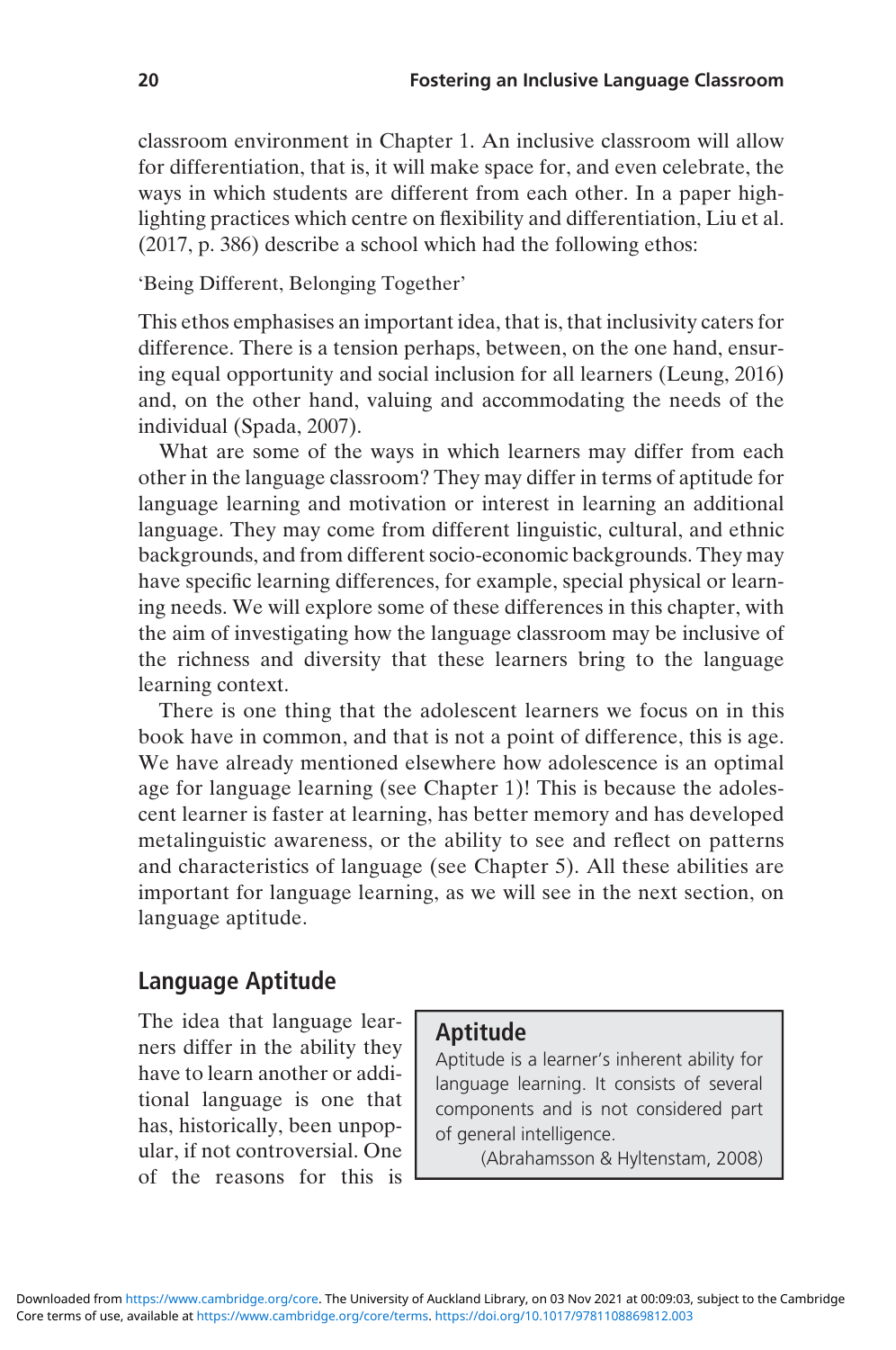classroom environment in Chapter 1. An inclusive classroom will allow for differentiation, that is, it will make space for, and even celebrate, the ways in which students are different from each other. In a paper highlighting practices which centre on flexibility and differentiation, Liu et al. (2017, p. 386) describe a school which had the following ethos:

'Being Different, Belonging Together'

This ethos emphasises an important idea, that is, that inclusivity caters for difference. There is a tension perhaps, between, on the one hand, ensuring equal opportunity and social inclusion for all learners (Leung, 2016) and, on the other hand, valuing and accommodating the needs of the individual (Spada, 2007).

What are some of the ways in which learners may differ from each other in the language classroom? They may differ in terms of aptitude for language learning and motivation or interest in learning an additional language. They may come from different linguistic, cultural, and ethnic backgrounds, and from different socio-economic backgrounds. They may have specific learning differences, for example, special physical or learning needs. We will explore some of these differences in this chapter, with the aim of investigating how the language classroom may be inclusive of the richness and diversity that these learners bring to the language learning context.

There is one thing that the adolescent learners we focus on in this book have in common, and that is not a point of difference, this is age. We have already mentioned elsewhere how adolescence is an optimal age for language learning (see Chapter 1)! This is because the adolescent learner is faster at learning, has better memory and has developed metalinguistic awareness, or the ability to see and reflect on patterns and characteristics of language (see Chapter 5). All these abilities are important for language learning, as we will see in the next section, on language aptitude.

## Language Aptitude

> **Aptitude**
>
> Aptitude is a learner's inherent ability for language learning. It consists of several components and is not considered part of general intelligence.
>
> (Abrahamsson & Hyltenstam, 2008)

The idea that language learners differ in the ability they have to learn another or additional language is one that has, historically, been unpopular, if not controversial. One of the reasons for this is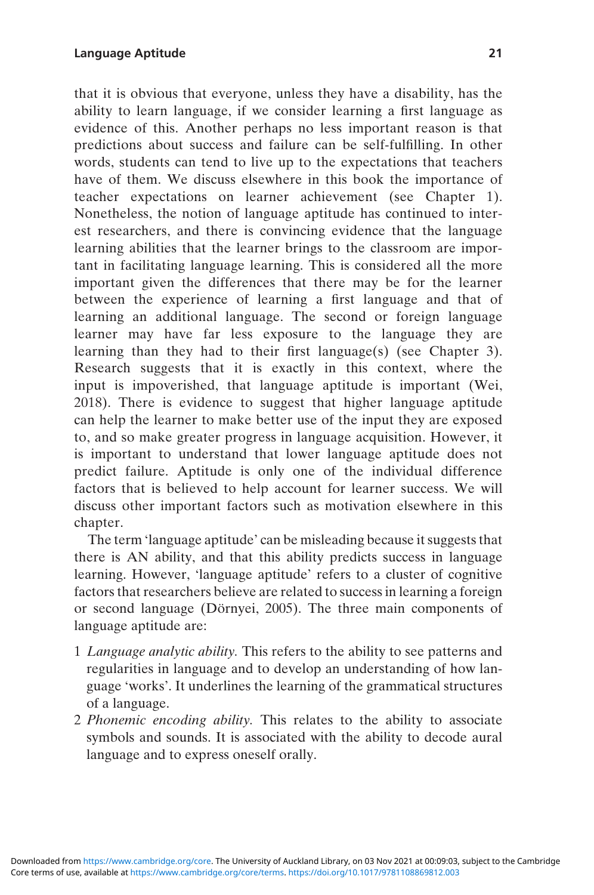that it is obvious that everyone, unless they have a disability, has the ability to learn language, if we consider learning a first language as evidence of this. Another perhaps no less important reason is that predictions about success and failure can be self-fulfilling. In other words, students can tend to live up to the expectations that teachers have of them. We discuss elsewhere in this book the importance of teacher expectations on learner achievement (see Chapter 1). Nonetheless, the notion of language aptitude has continued to interest researchers, and there is convincing evidence that the language learning abilities that the learner brings to the classroom are important in facilitating language learning. This is considered all the more important given the differences that there may be for the learner between the experience of learning a first language and that of learning an additional language. The second or foreign language learner may have far less exposure to the language they are learning than they had to their first language(s) (see Chapter 3). Research suggests that it is exactly in this context, where the input is impoverished, that language aptitude is important (Wei, 2018). There is evidence to suggest that higher language aptitude can help the learner to make better use of the input they are exposed to, and so make greater progress in language acquisition. However, it is important to understand that lower language aptitude does not predict failure. Aptitude is only one of the individual difference factors that is believed to help account for learner success. We will discuss other important factors such as motivation elsewhere in this chapter.

The term 'language aptitude' can be misleading because it suggests that there is AN ability, and that this ability predicts success in language learning. However, 'language aptitude' refers to a cluster of cognitive factors that researchers believe are related to success in learning a foreign or second language (Dörnyei, 2005). The three main components of language aptitude are:

1. *Language analytic ability.* This refers to the ability to see patterns and regularities in language and to develop an understanding of how language 'works'. It underlines the learning of the grammatical structures of a language.
2. *Phonemic encoding ability.* This relates to the ability to associate symbols and sounds. It is associated with the ability to decode aural language and to express oneself orally.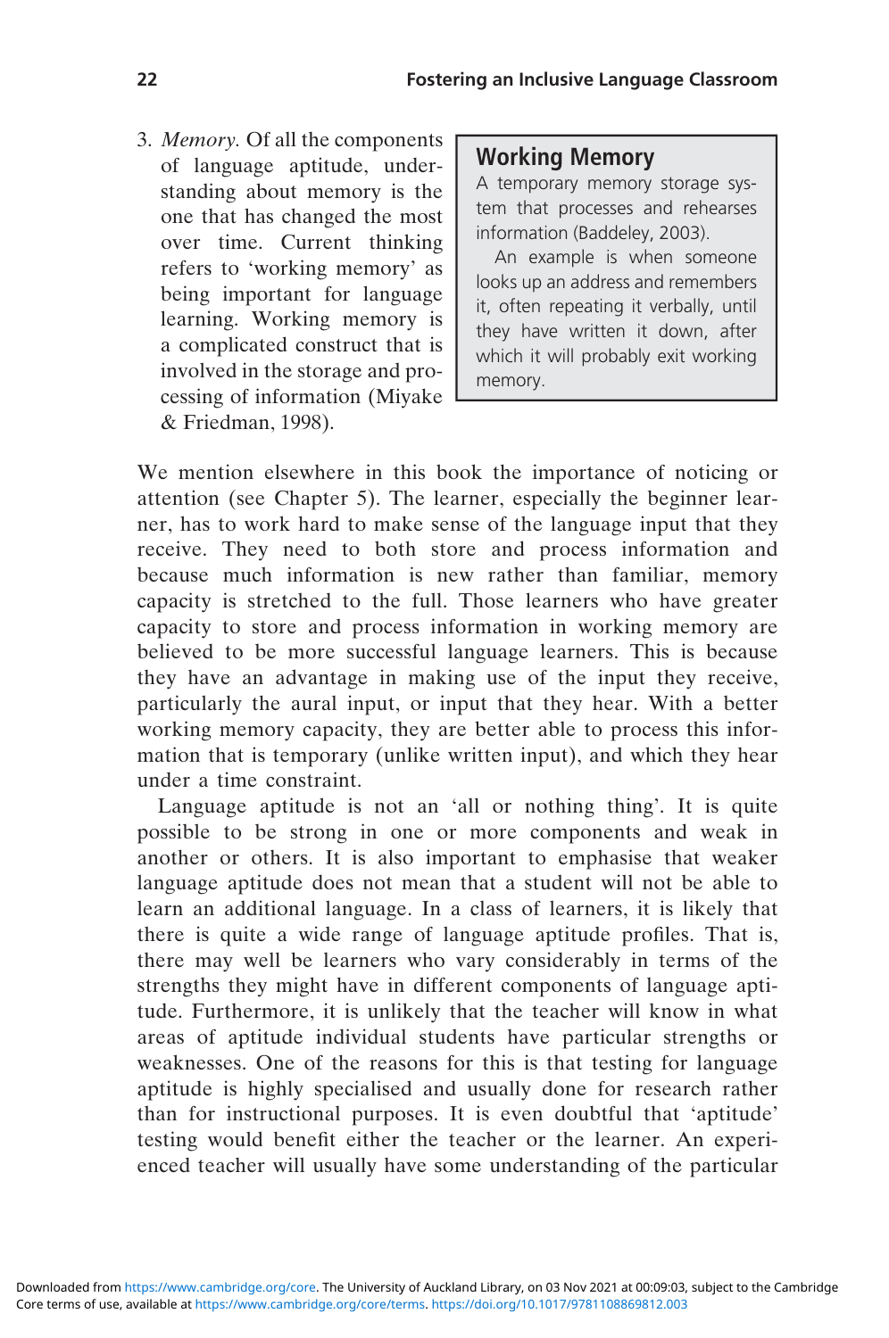3. *Memory.* Of all the components of language aptitude, understanding about memory is the one that has changed the most over time. Current thinking refers to 'working memory' as being important for language learning. Working memory is a complicated construct that is involved in the storage and processing of information (Miyake & Friedman, 1998).

> **Working Memory**
>
> A temporary memory storage system that processes and rehearses information (Baddeley, 2003).
>
> An example is when someone looks up an address and remembers it, often repeating it verbally, until they have written it down, after which it will probably exit working memory.

We mention elsewhere in this book the importance of noticing or attention (see Chapter 5). The learner, especially the beginner learner, has to work hard to make sense of the language input that they receive. They need to both store and process information and because much information is new rather than familiar, memory capacity is stretched to the full. Those learners who have greater capacity to store and process information in working memory are believed to be more successful language learners. This is because they have an advantage in making use of the input they receive, particularly the aural input, or input that they hear. With a better working memory capacity, they are better able to process this information that is temporary (unlike written input), and which they hear under a time constraint.

Language aptitude is not an 'all or nothing thing'. It is quite possible to be strong in one or more components and weak in another or others. It is also important to emphasise that weaker language aptitude does not mean that a student will not be able to learn an additional language. In a class of learners, it is likely that there is quite a wide range of language aptitude profiles. That is, there may well be learners who vary considerably in terms of the strengths they might have in different components of language aptitude. Furthermore, it is unlikely that the teacher will know in what areas of aptitude individual students have particular strengths or weaknesses. One of the reasons for this is that testing for language aptitude is highly specialised and usually done for research rather than for instructional purposes. It is even doubtful that 'aptitude' testing would benefit either the teacher or the learner. An experienced teacher will usually have some understanding of the particular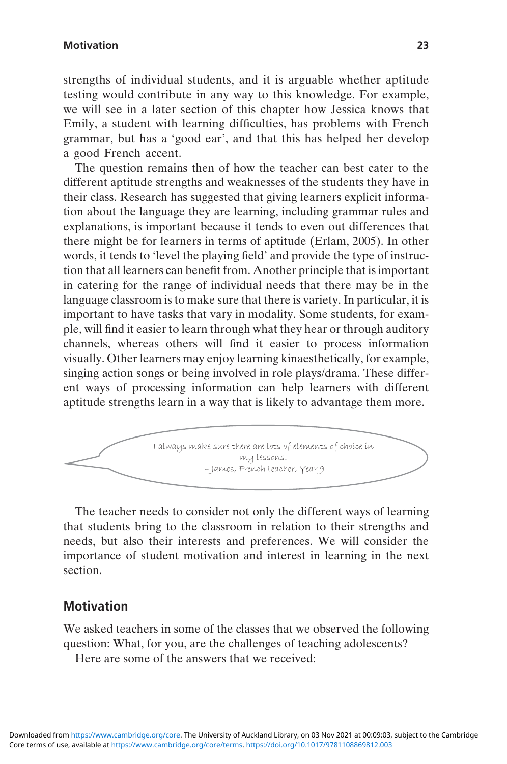strengths of individual students, and it is arguable whether aptitude testing would contribute in any way to this knowledge. For example, we will see in a later section of this chapter how Jessica knows that Emily, a student with learning difficulties, has problems with French grammar, but has a 'good ear', and that this has helped her develop a good French accent.

The question remains then of how the teacher can best cater to the different aptitude strengths and weaknesses of the students they have in their class. Research has suggested that giving learners explicit information about the language they are learning, including grammar rules and explanations, is important because it tends to even out differences that there might be for learners in terms of aptitude (Erlam, 2005). In other words, it tends to 'level the playing field' and provide the type of instruction that all learners can benefit from. Another principle that is important in catering for the range of individual needs that there may be in the language classroom is to make sure that there is variety. In particular, it is important to have tasks that vary in modality. Some students, for example, will find it easier to learn through what they hear or through auditory channels, whereas others will find it easier to process information visually. Other learners may enjoy learning kinaesthetically, for example, singing action songs or being involved in role plays/drama. These different ways of processing information can help learners with different aptitude strengths learn in a way that is likely to advantage them more.

> I always make sure there are lots of elements of choice in my lessons.
> – James, French teacher, Year 9

The teacher needs to consider not only the different ways of learning that students bring to the classroom in relation to their strengths and needs, but also their interests and preferences. We will consider the importance of student motivation and interest in learning in the next section.

## Motivation

We asked teachers in some of the classes that we observed the following question: What, for you, are the challenges of teaching adolescents?

Here are some of the answers that we received: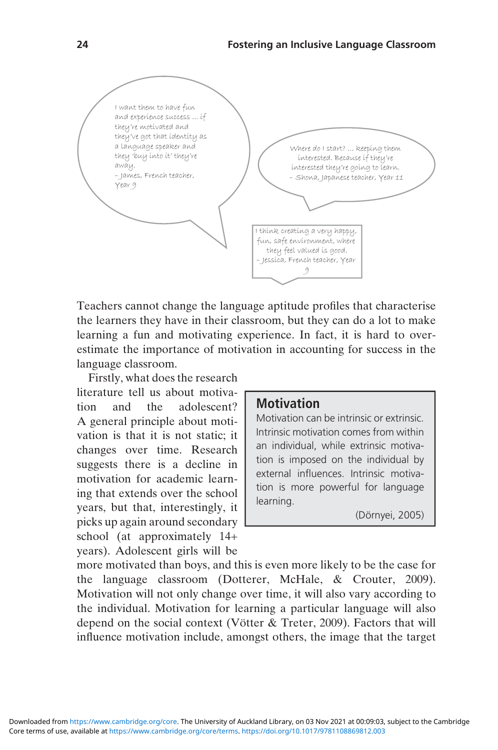> I want them to have fun and experience success … if they're motivated and they've got that identity as a language speaker and they 'buy into it' they're away.
> – James, French teacher, Year 9

> Where do I start? … keeping them interested. Because if they're interested they're going to learn.
> – Shona, Japanese teacher, Year 11

> I think creating a very happy, fun, safe environment, where they feel valued is good.
> – Jessica, French teacher, Year 9

Teachers cannot change the language aptitude profiles that characterise the learners they have in their classroom, but they can do a lot to make learning a fun and motivating experience. In fact, it is hard to overestimate the importance of motivation in accounting for success in the language classroom.

> **Motivation**
>
> Motivation can be intrinsic or extrinsic. Intrinsic motivation comes from within an individual, while extrinsic motivation is imposed on the individual by external influences. Intrinsic motivation is more powerful for language learning.
>
> (Dörnyei, 2005)

Firstly, what does the research literature tell us about motivation and the adolescent? A general principle about motivation is that it is not static; it changes over time. Research suggests there is a decline in motivation for academic learning that extends over the school years, but that, interestingly, it picks up again around secondary school (at approximately 14+ years). Adolescent girls will be more motivated than boys, and this is even more likely to be the case for the language classroom (Dotterer, McHale, & Crouter, 2009). Motivation will not only change over time, it will also vary according to the individual. Motivation for learning a particular language will also depend on the social context (Vötter & Treter, 2009). Factors that will influence motivation include, amongst others, the image that the target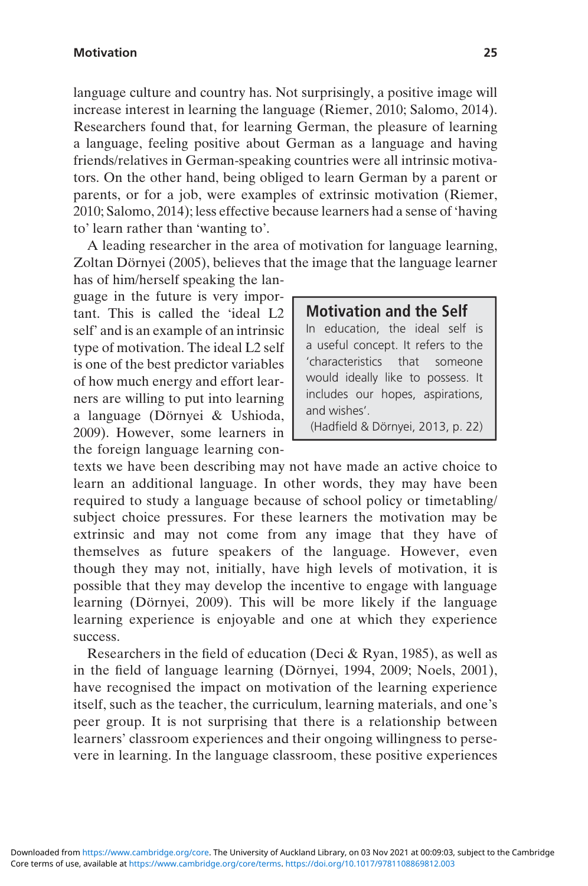language culture and country has. Not surprisingly, a positive image will increase interest in learning the language (Riemer, 2010; Salomo, 2014). Researchers found that, for learning German, the pleasure of learning a language, feeling positive about German as a language and having friends/relatives in German-speaking countries were all intrinsic motivators. On the other hand, being obliged to learn German by a parent or parents, or for a job, were examples of extrinsic motivation (Riemer, 2010; Salomo, 2014); less effective because learners had a sense of 'having to' learn rather than 'wanting to'.

A leading researcher in the area of motivation for language learning, Zoltan Dörnyei (2005), believes that the image that the language learner has of him/herself speaking the language in the future is very important. This is called the 'ideal L2 self' and is an example of an intrinsic type of motivation. The ideal L2 self is one of the best predictor variables of how much energy and effort learners are willing to put into learning a language (Dörnyei & Ushioda, 2009). However, some learners in the foreign language learning contexts we have been describing may not have made an active choice to learn an additional language. In other words, they may have been required to study a language because of school policy or timetabling/subject choice pressures. For these learners the motivation may be extrinsic and may not come from any image that they have of themselves as future speakers of the language. However, even though they may not, initially, have high levels of motivation, it is possible that they may develop the incentive to engage with language learning (Dörnyei, 2009). This will be more likely if the language learning experience is enjoyable and one at which they experience success.

> **Motivation and the Self**
>
> In education, the ideal self is a useful concept. It refers to the 'characteristics that someone would ideally like to possess. It includes our hopes, aspirations, and wishes'.
>
> (Hadfield & Dörnyei, 2013, p. 22)

Researchers in the field of education (Deci & Ryan, 1985), as well as in the field of language learning (Dörnyei, 1994, 2009; Noels, 2001), have recognised the impact on motivation of the learning experience itself, such as the teacher, the curriculum, learning materials, and one's peer group. It is not surprising that there is a relationship between learners' classroom experiences and their ongoing willingness to persevere in learning. In the language classroom, these positive experiences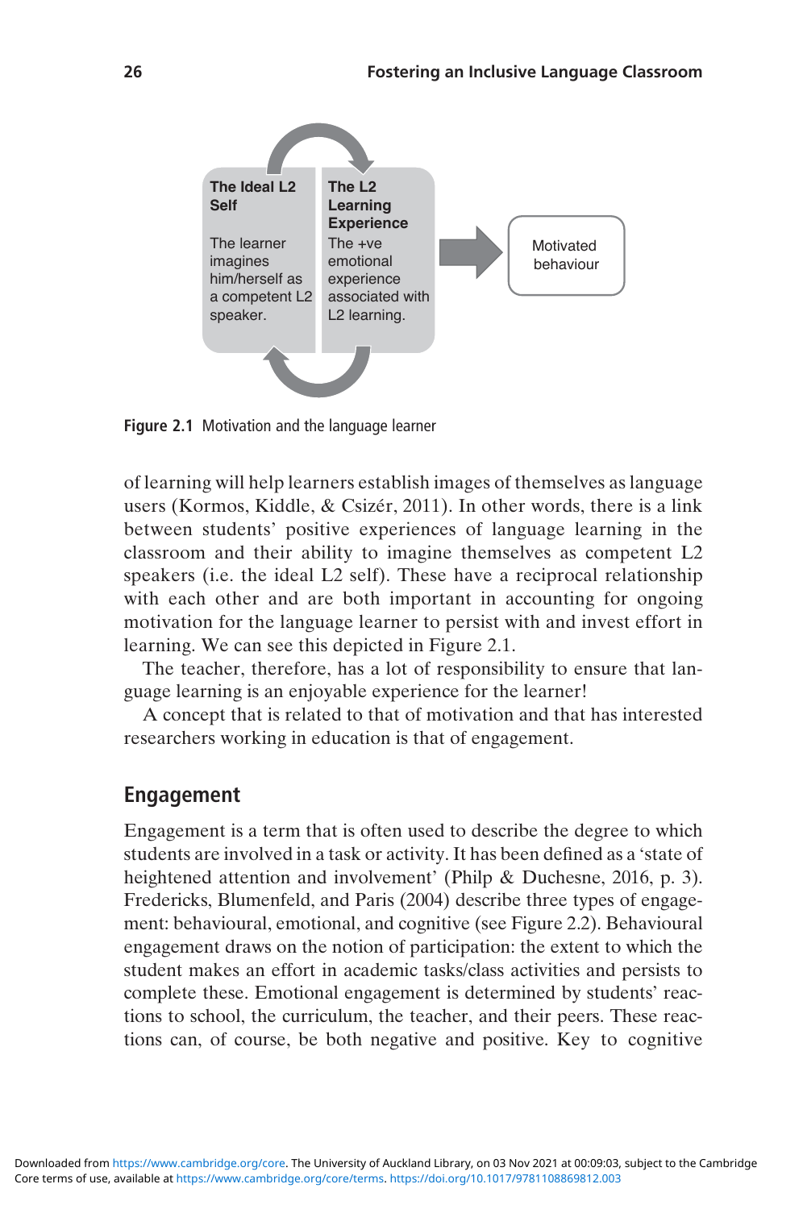The Ideal L2 Self

The learner imagines him/herself as a competent L2 speaker.

The L2 Learning Experience

The +ve emotional experience associated with L2 learning.

Motivated behaviour

**Figure 2.1** Motivation and the language learner

of learning will help learners establish images of themselves as language users (Kormos, Kiddle, & Csizér, 2011). In other words, there is a link between students' positive experiences of language learning in the classroom and their ability to imagine themselves as competent L2 speakers (i.e. the ideal L2 self). These have a reciprocal relationship with each other and are both important in accounting for ongoing motivation for the language learner to persist with and invest effort in learning. We can see this depicted in Figure 2.1.

The teacher, therefore, has a lot of responsibility to ensure that language learning is an enjoyable experience for the learner!

A concept that is related to that of motivation and that has interested researchers working in education is that of engagement.

## Engagement

Engagement is a term that is often used to describe the degree to which students are involved in a task or activity. It has been defined as a 'state of heightened attention and involvement' (Philp & Duchesne, 2016, p. 3). Fredericks, Blumenfeld, and Paris (2004) describe three types of engagement: behavioural, emotional, and cognitive (see Figure 2.2). Behavioural engagement draws on the notion of participation: the extent to which the student makes an effort in academic tasks/class activities and persists to complete these. Emotional engagement is determined by students' reactions to school, the curriculum, the teacher, and their peers. These reactions can, of course, be both negative and positive. Key to cognitive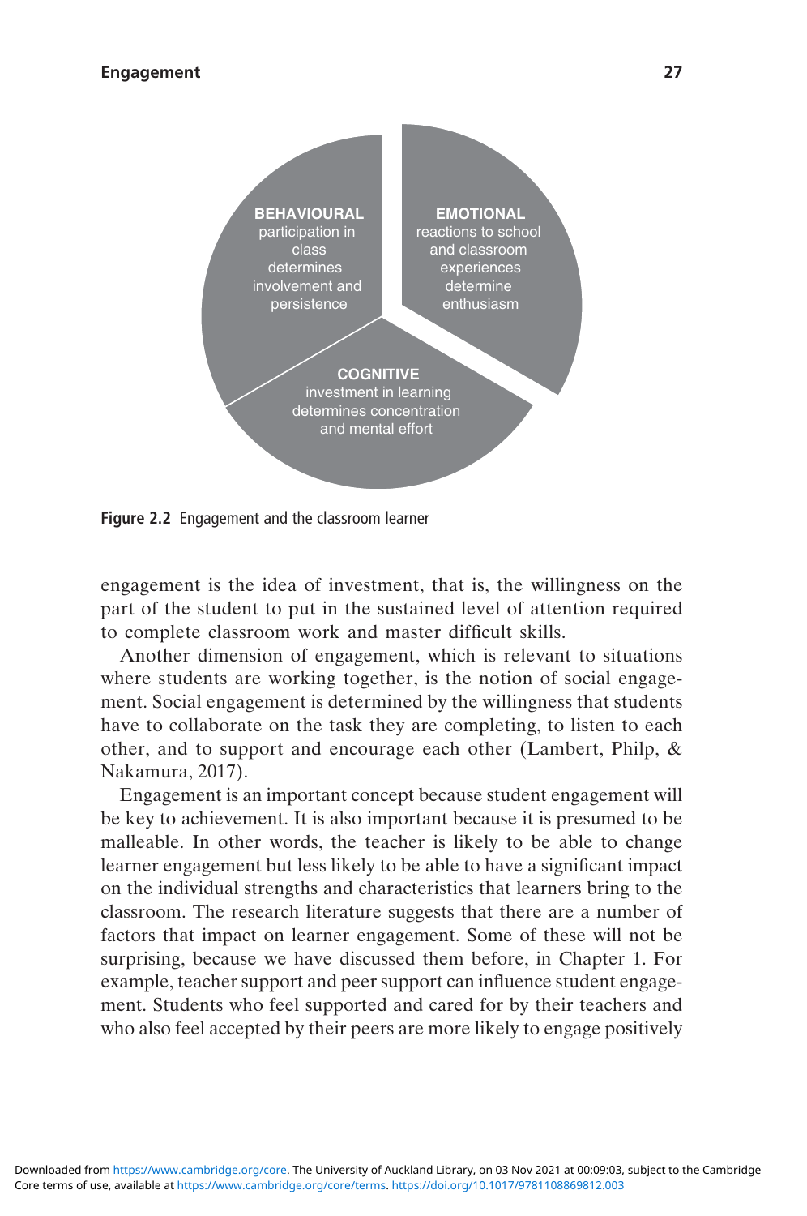**BEHAVIOURAL** participation in class determines involvement and persistence

**EMOTIONAL** reactions to school and classroom experiences determine enthusiasm

**COGNITIVE** investment in learning determines concentration and mental effort

**Figure 2.2** Engagement and the classroom learner

engagement is the idea of investment, that is, the willingness on the part of the student to put in the sustained level of attention required to complete classroom work and master difficult skills.

Another dimension of engagement, which is relevant to situations where students are working together, is the notion of social engagement. Social engagement is determined by the willingness that students have to collaborate on the task they are completing, to listen to each other, and to support and encourage each other (Lambert, Philp, & Nakamura, 2017).

Engagement is an important concept because student engagement will be key to achievement. It is also important because it is presumed to be malleable. In other words, the teacher is likely to be able to change learner engagement but less likely to be able to have a significant impact on the individual strengths and characteristics that learners bring to the classroom. The research literature suggests that there are a number of factors that impact on learner engagement. Some of these will not be surprising, because we have discussed them before, in Chapter 1. For example, teacher support and peer support can influence student engagement. Students who feel supported and cared for by their teachers and who also feel accepted by their peers are more likely to engage positively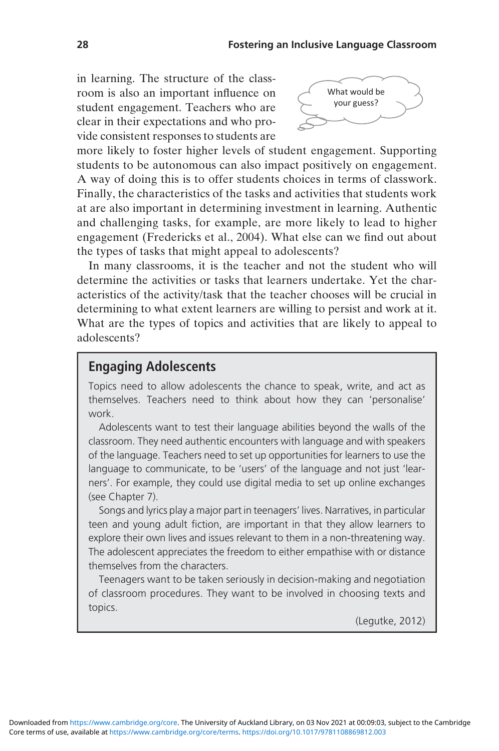in learning. The structure of the classroom is also an important influence on student engagement. Teachers who are clear in their expectations and who provide consistent responses to students are more likely to foster higher levels of student engagement. Supporting students to be autonomous can also impact positively on engagement. A way of doing this is to offer students choices in terms of classwork. Finally, the characteristics of the tasks and activities that students work at are also important in determining investment in learning. Authentic and challenging tasks, for example, are more likely to lead to higher engagement (Fredericks et al., 2004). What else can we find out about the types of tasks that might appeal to adolescents?

What would be your guess?

In many classrooms, it is the teacher and not the student who will determine the activities or tasks that learners undertake. Yet the characteristics of the activity/task that the teacher chooses will be crucial in determining to what extent learners are willing to persist and work at it. What are the types of topics and activities that are likely to appeal to adolescents?

## Engaging Adolescents

Topics need to allow adolescents the chance to speak, write, and act as themselves. Teachers need to think about how they can 'personalise' work.

Adolescents want to test their language abilities beyond the walls of the classroom. They need authentic encounters with language and with speakers of the language. Teachers need to set up opportunities for learners to use the language to communicate, to be 'users' of the language and not just 'learners'. For example, they could use digital media to set up online exchanges (see Chapter 7).

Songs and lyrics play a major part in teenagers' lives. Narratives, in particular teen and young adult fiction, are important in that they allow learners to explore their own lives and issues relevant to them in a non-threatening way. The adolescent appreciates the freedom to either empathise with or distance themselves from the characters.

Teenagers want to be taken seriously in decision-making and negotiation of classroom procedures. They want to be involved in choosing texts and topics.

(Legutke, 2012)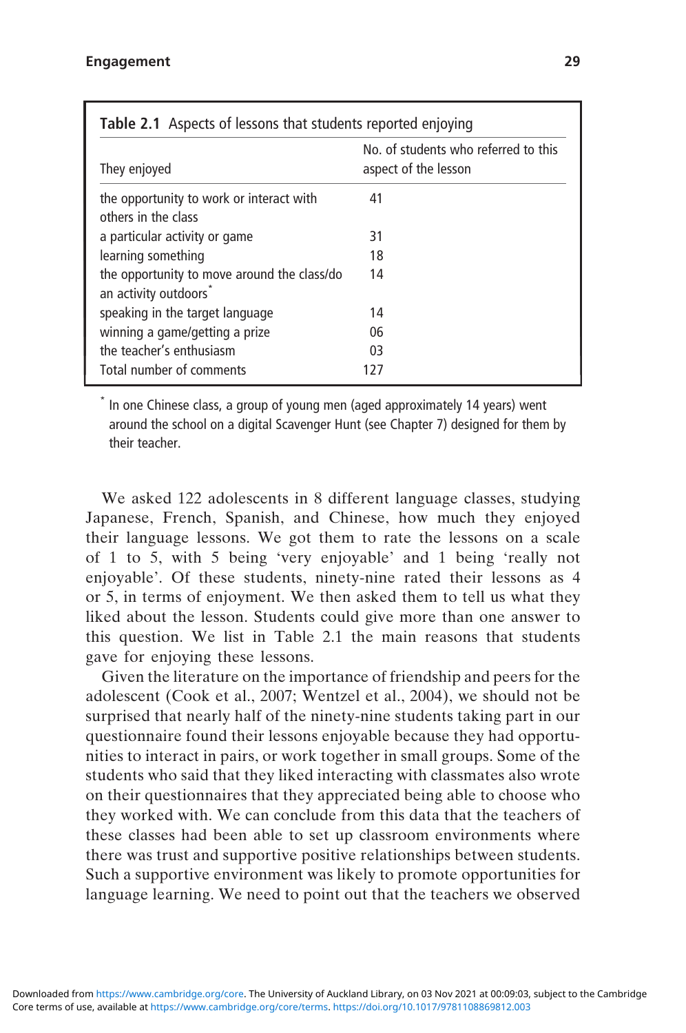**Table 2.1** Aspects of lessons that students reported enjoying

| They enjoyed | No. of students who referred to this aspect of the lesson |
|---|---|
| the opportunity to work or interact with others in the class | 41 |
| a particular activity or game | 31 |
| learning something | 18 |
| the opportunity to move around the class/do an activity outdoors* | 14 |
| speaking in the target language | 14 |
| winning a game/getting a prize | 06 |
| the teacher's enthusiasm | 03 |
| Total number of comments | 127 |

* In one Chinese class, a group of young men (aged approximately 14 years) went around the school on a digital Scavenger Hunt (see Chapter 7) designed for them by their teacher.

We asked 122 adolescents in 8 different language classes, studying Japanese, French, Spanish, and Chinese, how much they enjoyed their language lessons. We got them to rate the lessons on a scale of 1 to 5, with 5 being 'very enjoyable' and 1 being 'really not enjoyable'. Of these students, ninety-nine rated their lessons as 4 or 5, in terms of enjoyment. We then asked them to tell us what they liked about the lesson. Students could give more than one answer to this question. We list in Table 2.1 the main reasons that students gave for enjoying these lessons.

Given the literature on the importance of friendship and peers for the adolescent (Cook et al., 2007; Wentzel et al., 2004), we should not be surprised that nearly half of the ninety-nine students taking part in our questionnaire found their lessons enjoyable because they had opportunities to interact in pairs, or work together in small groups. Some of the students who said that they liked interacting with classmates also wrote on their questionnaires that they appreciated being able to choose who they worked with. We can conclude from this data that the teachers of these classes had been able to set up classroom environments where there was trust and supportive positive relationships between students. Such a supportive environment was likely to promote opportunities for language learning. We need to point out that the teachers we observed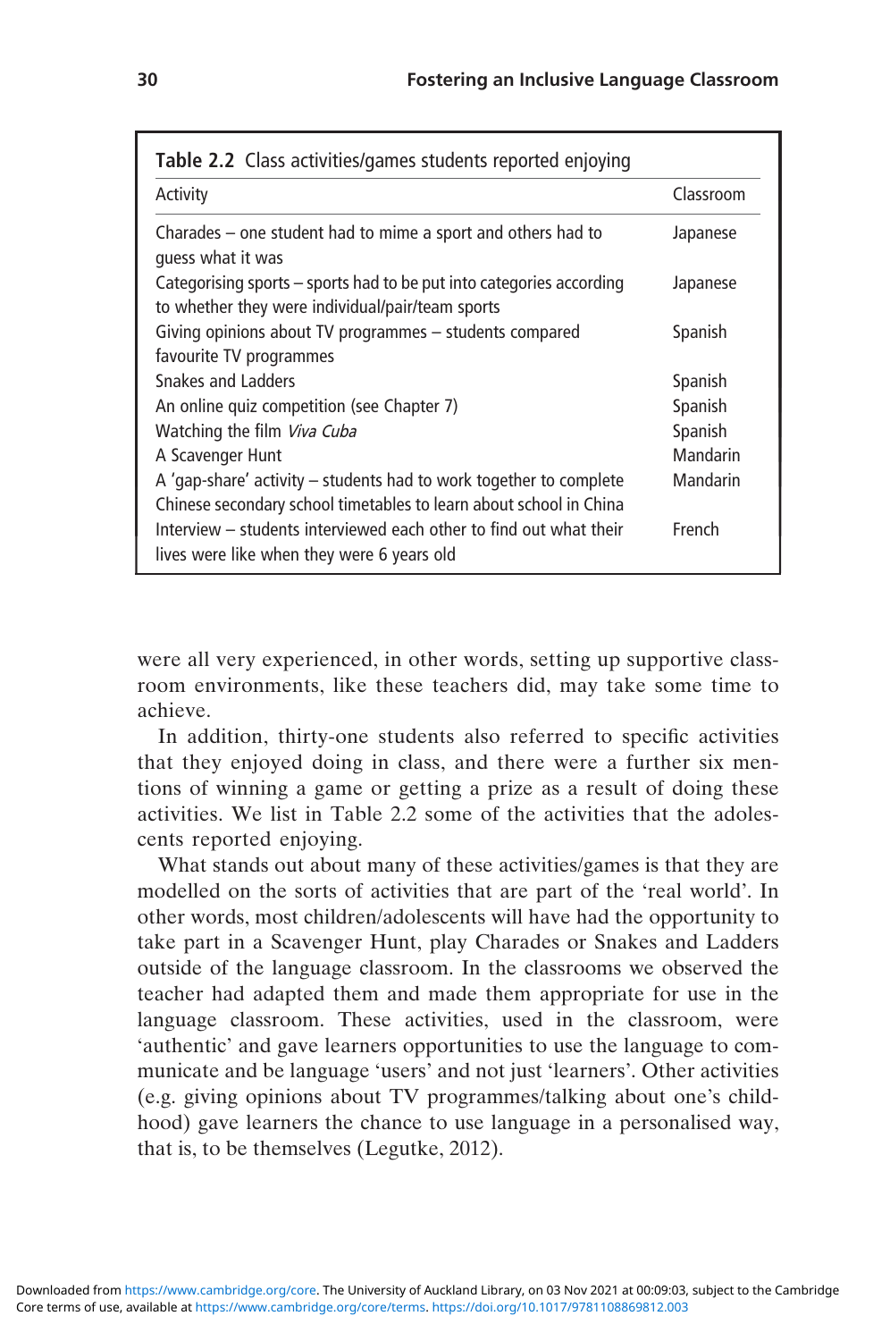**Table 2.2** Class activities/games students reported enjoying

| Activity | Classroom |
|---|---|
| Charades – one student had to mime a sport and others had to guess what it was | Japanese |
| Categorising sports – sports had to be put into categories according to whether they were individual/pair/team sports | Japanese |
| Giving opinions about TV programmes – students compared favourite TV programmes | Spanish |
| Snakes and Ladders | Spanish |
| An online quiz competition (see Chapter 7) | Spanish |
| Watching the film *Viva Cuba* | Spanish |
| A Scavenger Hunt | Mandarin |
| A 'gap-share' activity – students had to work together to complete Chinese secondary school timetables to learn about school in China | Mandarin |
| Interview – students interviewed each other to find out what their lives were like when they were 6 years old | French |

were all very experienced, in other words, setting up supportive classroom environments, like these teachers did, may take some time to achieve.

In addition, thirty-one students also referred to specific activities that they enjoyed doing in class, and there were a further six mentions of winning a game or getting a prize as a result of doing these activities. We list in Table 2.2 some of the activities that the adolescents reported enjoying.

What stands out about many of these activities/games is that they are modelled on the sorts of activities that are part of the 'real world'. In other words, most children/adolescents will have had the opportunity to take part in a Scavenger Hunt, play Charades or Snakes and Ladders outside of the language classroom. In the classrooms we observed the teacher had adapted them and made them appropriate for use in the language classroom. These activities, used in the classroom, were 'authentic' and gave learners opportunities to use the language to communicate and be language 'users' and not just 'learners'. Other activities (e.g. giving opinions about TV programmes/talking about one's childhood) gave learners the chance to use language in a personalised way, that is, to be themselves (Legutke, 2012).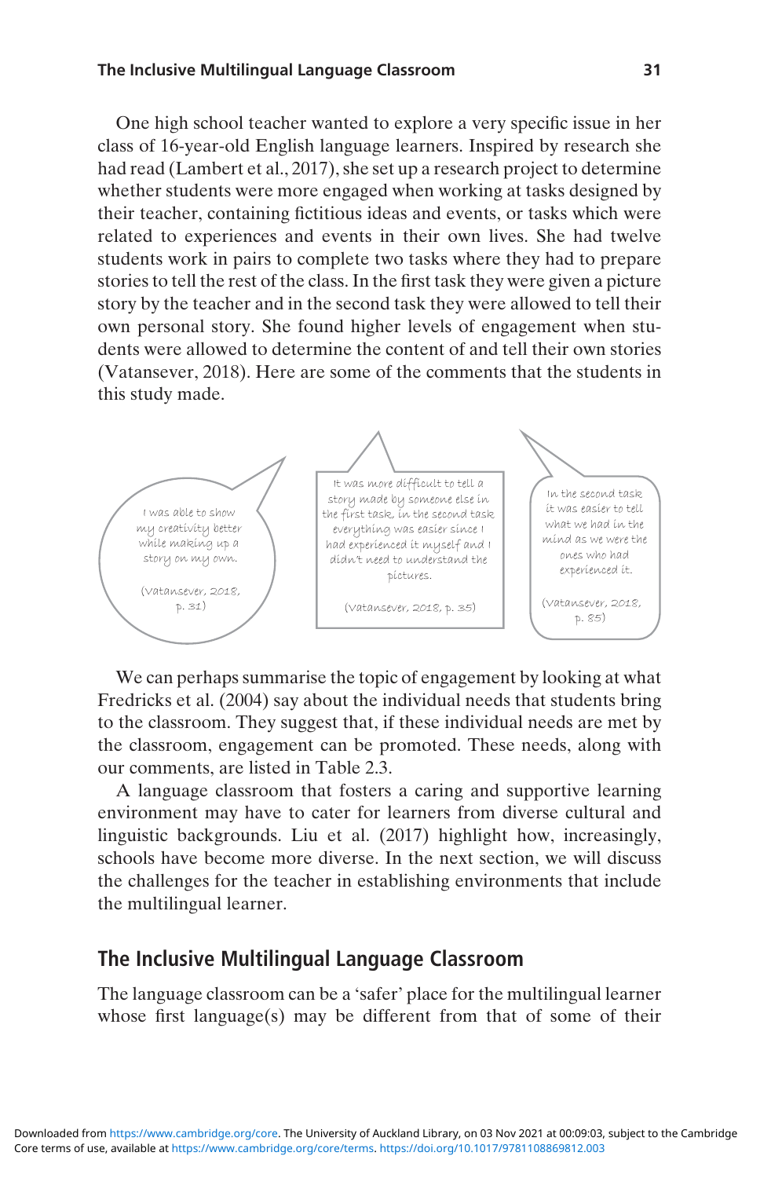One high school teacher wanted to explore a very specific issue in her class of 16-year-old English language learners. Inspired by research she had read (Lambert et al., 2017), she set up a research project to determine whether students were more engaged when working at tasks designed by their teacher, containing fictitious ideas and events, or tasks which were related to experiences and events in their own lives. She had twelve students work in pairs to complete two tasks where they had to prepare stories to tell the rest of the class. In the first task they were given a picture story by the teacher and in the second task they were allowed to tell their own personal story. She found higher levels of engagement when students were allowed to determine the content of and tell their own stories (Vatansever, 2018). Here are some of the comments that the students in this study made.

> I was able to show my creativity better while making up a story on my own.
>
> (Vatansever, 2018, p. 31)

> It was more difficult to tell a story made by someone else in the first task, in the second task everything was easier since I had experienced it myself and I didn't need to understand the pictures.
>
> (Vatansever, 2018, p. 35)

> In the second task it was easier to tell what we had in the mind as we were the ones who had experienced it.
>
> (Vatansever, 2018, p. 85)

We can perhaps summarise the topic of engagement by looking at what Fredricks et al. (2004) say about the individual needs that students bring to the classroom. They suggest that, if these individual needs are met by the classroom, engagement can be promoted. These needs, along with our comments, are listed in Table 2.3.

A language classroom that fosters a caring and supportive learning environment may have to cater for learners from diverse cultural and linguistic backgrounds. Liu et al. (2017) highlight how, increasingly, schools have become more diverse. In the next section, we will discuss the challenges for the teacher in establishing environments that include the multilingual learner.

## The Inclusive Multilingual Language Classroom

The language classroom can be a 'safer' place for the multilingual learner whose first language(s) may be different from that of some of their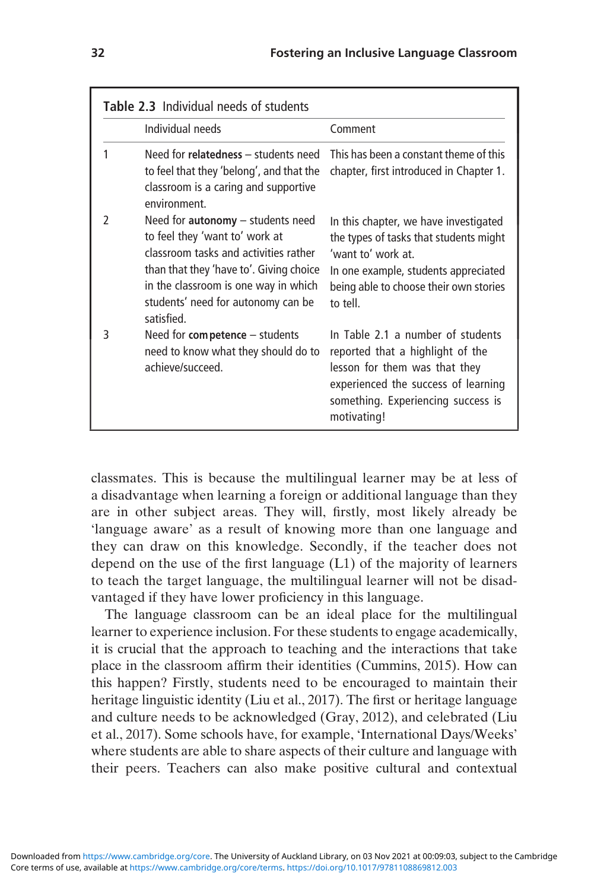**Table 2.3** Individual needs of students

| | Individual needs | Comment |
|---|---|---|
| 1 | Need for **relatedness** – students need to feel that they 'belong', and that the classroom is a caring and supportive environment. | This has been a constant theme of this chapter, first introduced in Chapter 1. |
| 2 | Need for **autonomy** – students need to feel they 'want to' work at classroom tasks and activities rather than that they 'have to'. Giving choice in the classroom is one way in which students' need for autonomy can be satisfied. | In this chapter, we have investigated the types of tasks that students might 'want to' work at. In one example, students appreciated being able to choose their own stories to tell. |
| 3 | Need for **competence** – students need to know what they should do to achieve/succeed. | In Table 2.1 a number of students reported that a highlight of the lesson for them was that they experienced the success of learning something. Experiencing success is motivating! |

classmates. This is because the multilingual learner may be at less of a disadvantage when learning a foreign or additional language than they are in other subject areas. They will, firstly, most likely already be 'language aware' as a result of knowing more than one language and they can draw on this knowledge. Secondly, if the teacher does not depend on the use of the first language (L1) of the majority of learners to teach the target language, the multilingual learner will not be disadvantaged if they have lower proficiency in this language.

The language classroom can be an ideal place for the multilingual learner to experience inclusion. For these students to engage academically, it is crucial that the approach to teaching and the interactions that take place in the classroom affirm their identities (Cummins, 2015). How can this happen? Firstly, students need to be encouraged to maintain their heritage linguistic identity (Liu et al., 2017). The first or heritage language and culture needs to be acknowledged (Gray, 2012), and celebrated (Liu et al., 2017). Some schools have, for example, 'International Days/Weeks' where students are able to share aspects of their culture and language with their peers. Teachers can also make positive cultural and contextual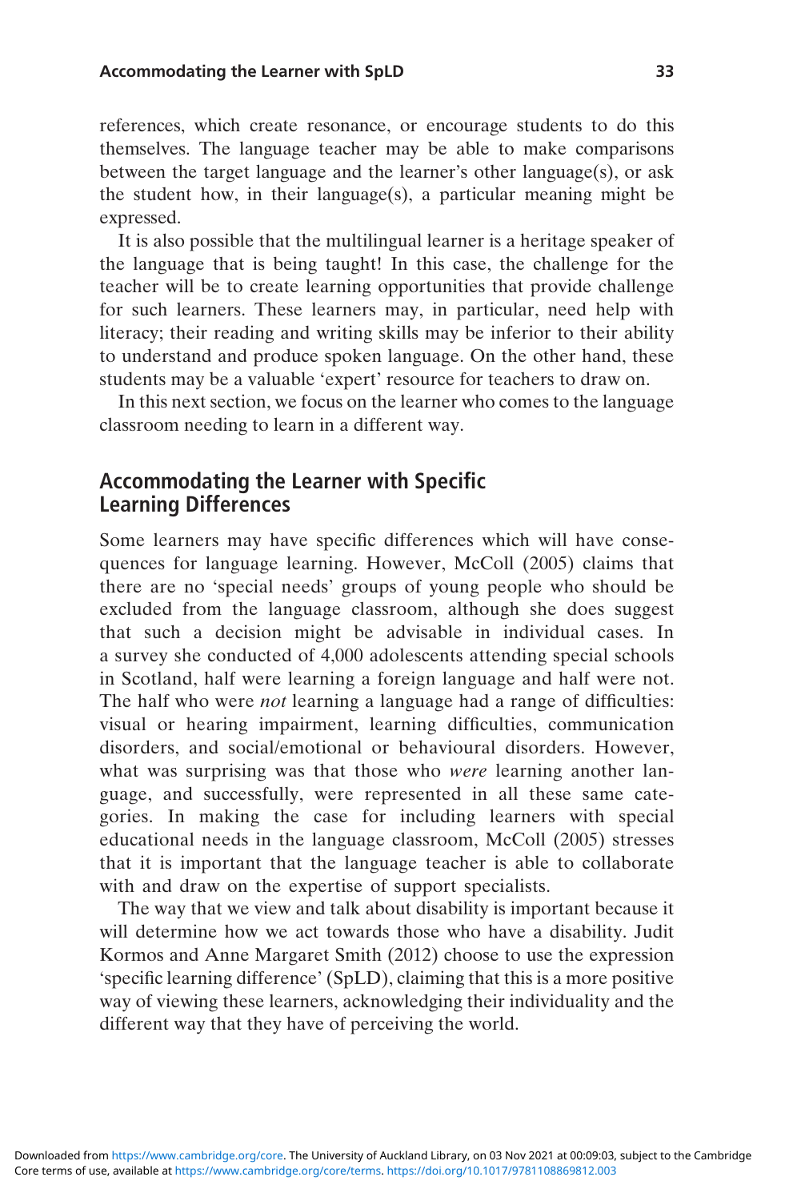references, which create resonance, or encourage students to do this themselves. The language teacher may be able to make comparisons between the target language and the learner's other language(s), or ask the student how, in their language(s), a particular meaning might be expressed.

It is also possible that the multilingual learner is a heritage speaker of the language that is being taught! In this case, the challenge for the teacher will be to create learning opportunities that provide challenge for such learners. These learners may, in particular, need help with literacy; their reading and writing skills may be inferior to their ability to understand and produce spoken language. On the other hand, these students may be a valuable 'expert' resource for teachers to draw on.

In this next section, we focus on the learner who comes to the language classroom needing to learn in a different way.

## Accommodating the Learner with Specific Learning Differences

Some learners may have specific differences which will have consequences for language learning. However, McColl (2005) claims that there are no 'special needs' groups of young people who should be excluded from the language classroom, although she does suggest that such a decision might be advisable in individual cases. In a survey she conducted of 4,000 adolescents attending special schools in Scotland, half were learning a foreign language and half were not. The half who were *not* learning a language had a range of difficulties: visual or hearing impairment, learning difficulties, communication disorders, and social/emotional or behavioural disorders. However, what was surprising was that those who *were* learning another language, and successfully, were represented in all these same categories. In making the case for including learners with special educational needs in the language classroom, McColl (2005) stresses that it is important that the language teacher is able to collaborate with and draw on the expertise of support specialists.

The way that we view and talk about disability is important because it will determine how we act towards those who have a disability. Judit Kormos and Anne Margaret Smith (2012) choose to use the expression 'specific learning difference' (SpLD), claiming that this is a more positive way of viewing these learners, acknowledging their individuality and the different way that they have of perceiving the world.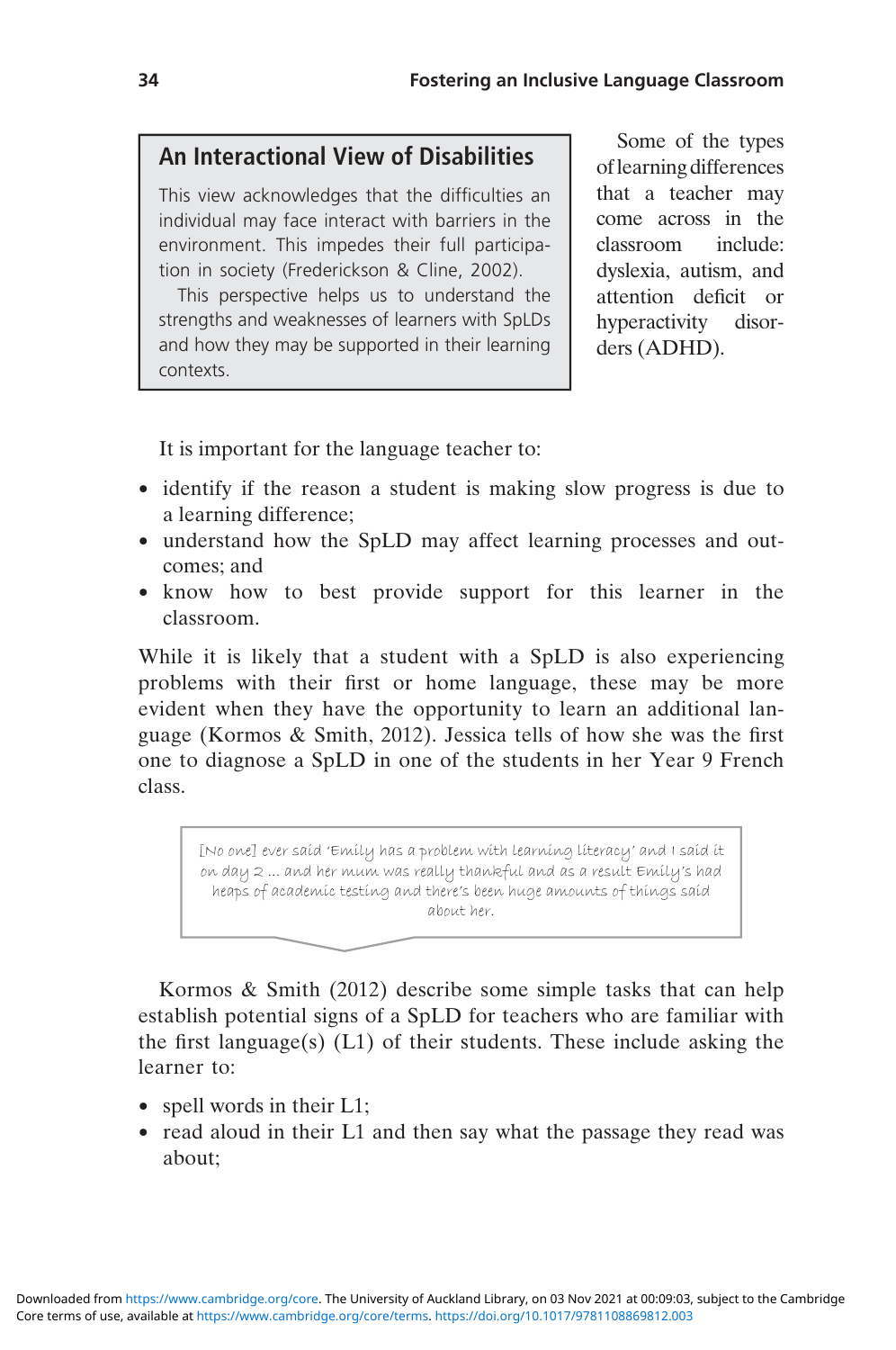### An Interactional View of Disabilities

This view acknowledges that the difficulties an individual may face interact with barriers in the environment. This impedes their full participation in society (Fredrickson & Cline, 2002).

This perspective helps us to understand the strengths and weaknesses of learners with SpLDs and how they may be supported in their learning contexts.

Some of the types of learning differences that a teacher may come across in the classroom include: dyslexia, autism, and attention deficit or hyperactivity disorders (ADHD).

It is important for the language teacher to:

- identify if the reason a student is making slow progress is due to a learning difference;
- understand how the SpLD may affect learning processes and outcomes; and
- know how to best provide support for this learner in the classroom.

While it is likely that a student with a SpLD is also experiencing problems with their first or home language, these may be more evident when they have the opportunity to learn an additional language (Kormos & Smith, 2012). Jessica tells of how she was the first one to diagnose a SpLD in one of the students in her Year 9 French class.

> [No one] ever said 'Emily has a problem with learning literacy' and I said it on day 2 ... and her mum was really thankful and as a result Emily's had heaps of academic testing and there's been huge amounts of things said about her.

Kormos & Smith (2012) describe some simple tasks that can help establish potential signs of a SpLD for teachers who are familiar with the first language(s) (L1) of their students. These include asking the learner to:

- spell words in their L1;
- read aloud in their L1 and then say what the passage they read was about;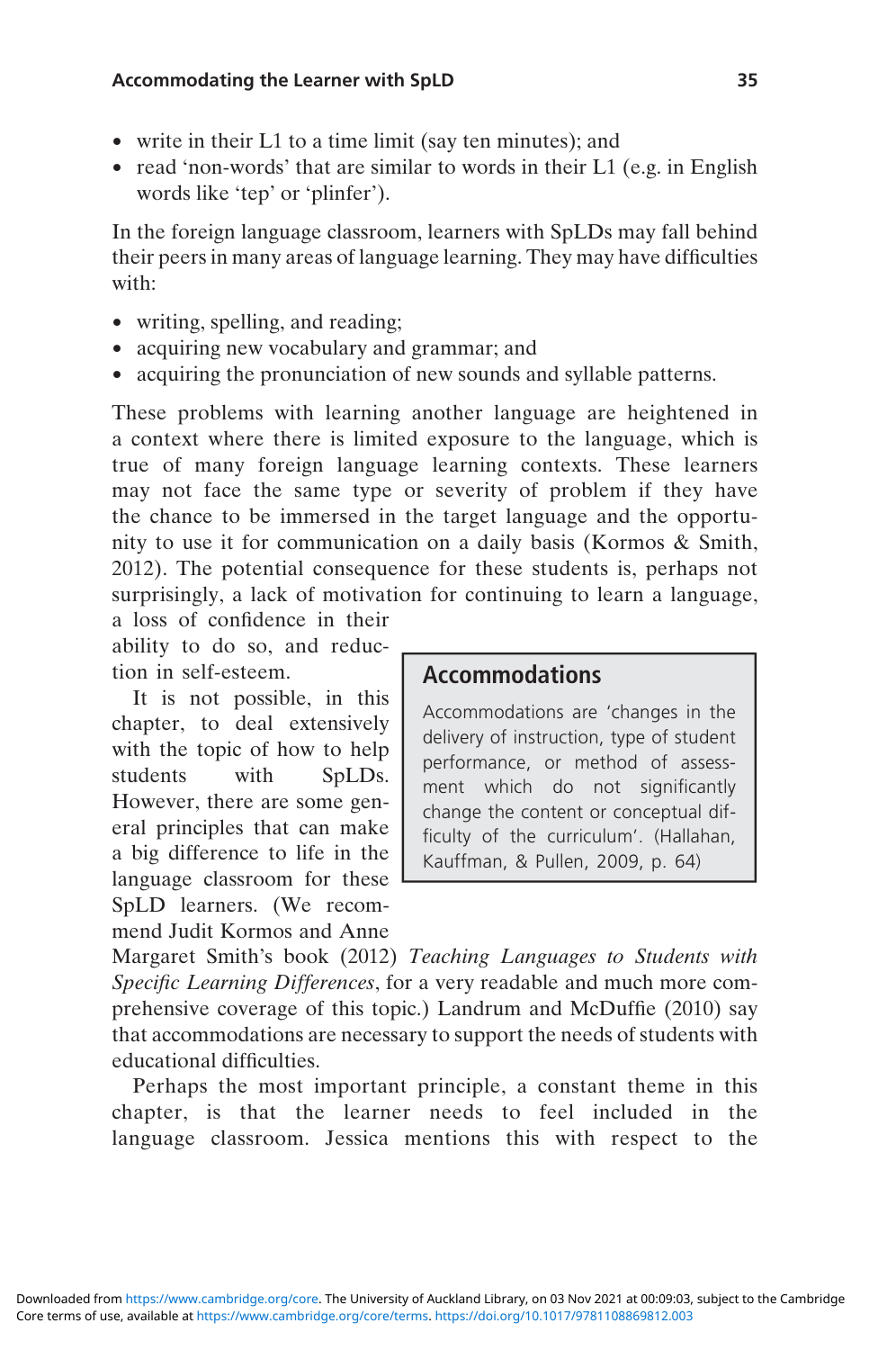- write in their L1 to a time limit (say ten minutes); and
- read 'non-words' that are similar to words in their L1 (e.g. in English words like 'tep' or 'plinfer').

In the foreign language classroom, learners with SpLDs may fall behind their peers in many areas of language learning. They may have difficulties with:

- writing, spelling, and reading;
- acquiring new vocabulary and grammar; and
- acquiring the pronunciation of new sounds and syllable patterns.

These problems with learning another language are heightened in a context where there is limited exposure to the language, which is true of many foreign language learning contexts. These learners may not face the same type or severity of problem if they have the chance to be immersed in the target language and the opportunity to use it for communication on a daily basis (Kormos & Smith, 2012). The potential consequence for these students is, perhaps not surprisingly, a lack of motivation for continuing to learn a language, a loss of confidence in their ability to do so, and reduction in self-esteem.

> **Accommodations**
>
> Accommodations are 'changes in the delivery of instruction, type of student performance, or method of assessment which do not significantly change the content or conceptual difficulty of the curriculum'. (Hallahan, Kauffman, & Pullen, 2009, p. 64)

It is not possible, in this chapter, to deal extensively with the topic of how to help students with SpLDs. However, there are some general principles that can make a big difference to life in the language classroom for these SpLD learners. (We recommend Judit Kormos and Anne Margaret Smith's book (2012) *Teaching Languages to Students with Specific Learning Differences*, for a very readable and much more comprehensive coverage of this topic.) Landrum and McDuffie (2010) say that accommodations are necessary to support the needs of students with educational difficulties.

Perhaps the most important principle, a constant theme in this chapter, is that the learner needs to feel included in the language classroom. Jessica mentions this with respect to the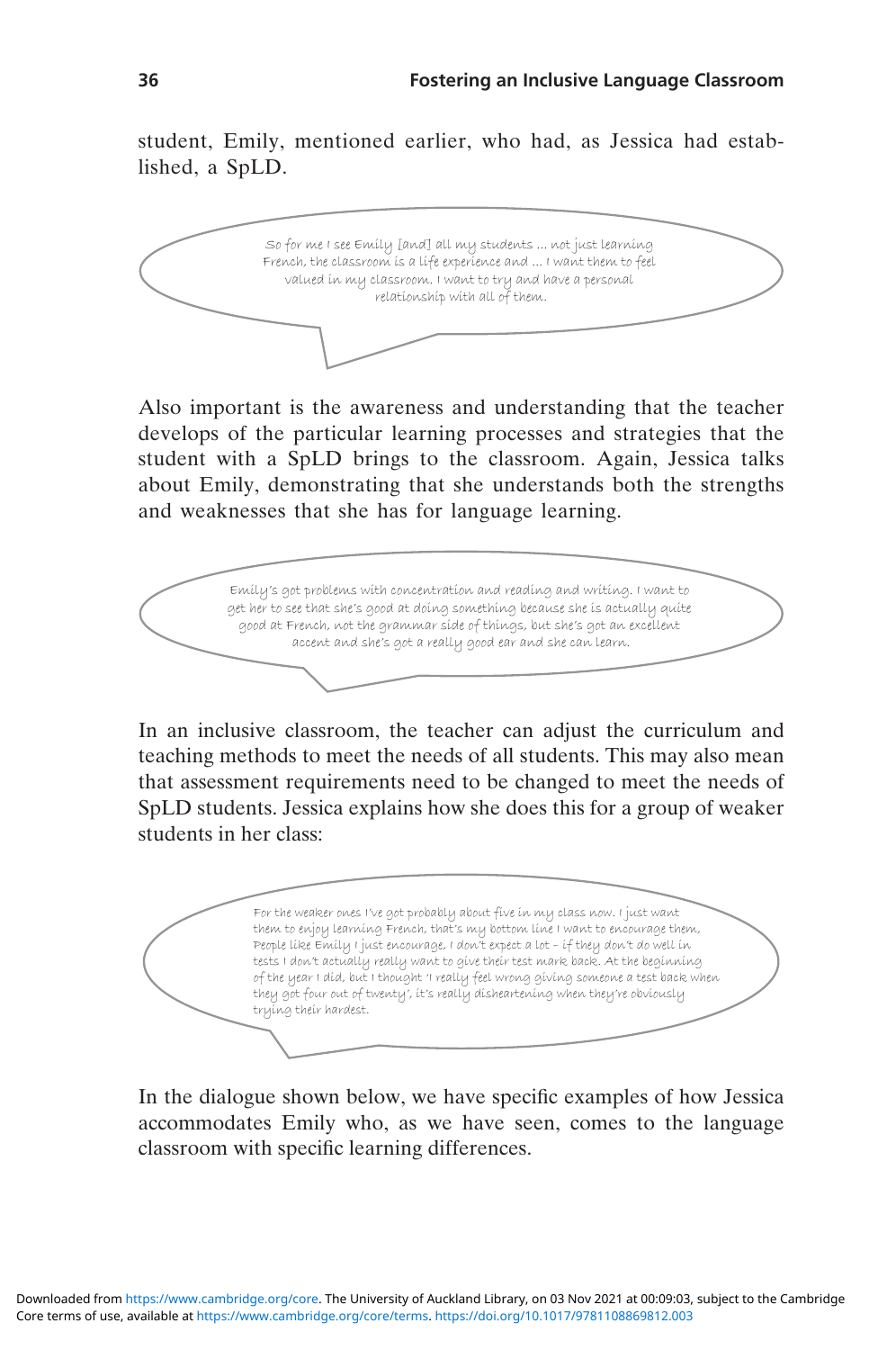student, Emily, mentioned earlier, who had, as Jessica had established, a SpLD.

> So for me I see Emily [and] all my students … not just learning French, the classroom is a life experience and … I want them to feel valued in my classroom. I want to try and have a personal relationship with all of them.

Also important is the awareness and understanding that the teacher develops of the particular learning processes and strategies that the student with a SpLD brings to the classroom. Again, Jessica talks about Emily, demonstrating that she understands both the strengths and weaknesses that she has for language learning.

> Emily's got problems with concentration and reading and writing. I want to get her to see that she's good at doing something because she is actually quite good at French, not the grammar side of things, but she's got an excellent accent and she's got a really good ear and she can learn.

In an inclusive classroom, the teacher can adjust the curriculum and teaching methods to meet the needs of all students. This may also mean that assessment requirements need to be changed to meet the needs of SpLD students. Jessica explains how she does this for a group of weaker students in her class:

> For the weaker ones I've got probably about five in my class now. I just want them to enjoy learning French, that's my bottom line I want to encourage them, People like Emily I just encourage, I don't expect a lot – if they don't do well in tests I don't actually really want to give their test mark back. At the beginning of the year I did, but I thought 'I really feel wrong giving someone a test back when they got four out of twenty', it's really disheartening when they're obviously trying their hardest.

In the dialogue shown below, we have specific examples of how Jessica accommodates Emily who, as we have seen, comes to the language classroom with specific learning differences.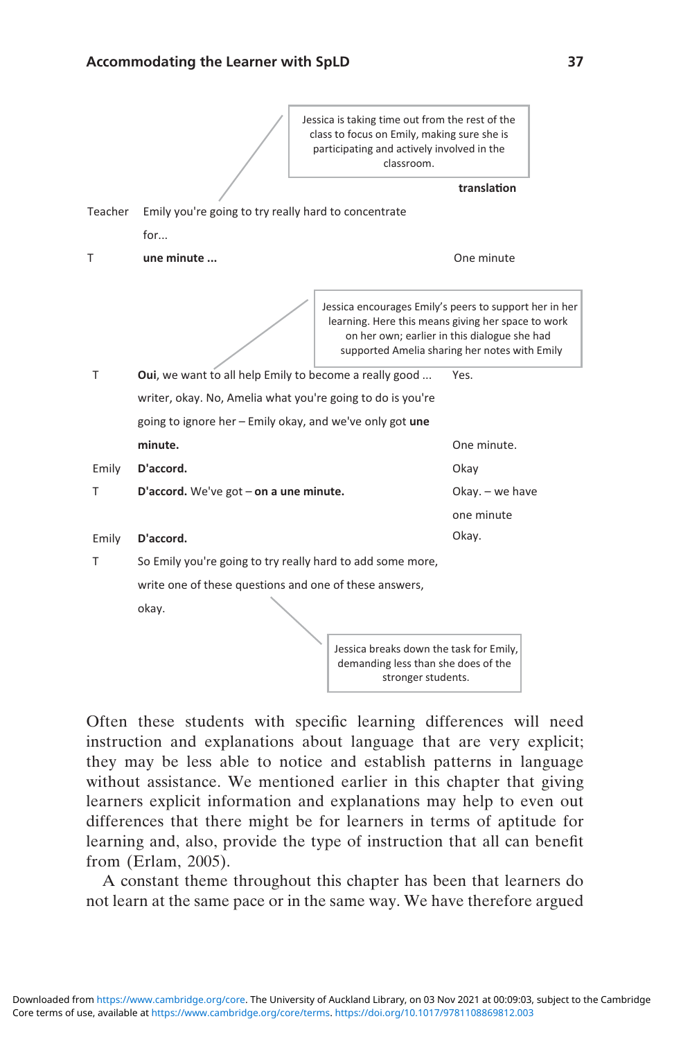> Jessica is taking time out from the rest of the class to focus on Emily, making sure she is participating and actively involved in the classroom.

| | | translation |
|---|---|---|
| Teacher | Emily you're going to try really hard to concentrate for... | |
| T | **une minute ...** | One minute |

> Jessica encourages Emily's peers to support her in her learning. Here this means giving her space to work on her own; earlier in this dialogue she had supported Amelia sharing her notes with Emily

| | | |
|---|---|---|
| T | **Oui**, we want to all help Emily to become a really good ... writer, okay. No, Amelia what you're going to do is you're going to ignore her – Emily okay, and we've only got **une minute.** | Yes. One minute. |
| Emily | **D'accord.** | Okay |
| T | **D'accord.** We've got – **on a une minute.** | Okay. – we have one minute |
| Emily | **D'accord.** | Okay. |
| T | So Emily you're going to try really hard to add some more, write one of these questions and one of these answers, okay. | |

> Jessica breaks down the task for Emily, demanding less than she does of the stronger students.

Often these students with specific learning differences will need instruction and explanations about language that are very explicit; they may be less able to notice and establish patterns in language without assistance. We mentioned earlier in this chapter that giving learners explicit information and explanations may help to even out differences that there might be for learners in terms of aptitude for learning and, also, provide the type of instruction that all can benefit from (Erlam, 2005).

A constant theme throughout this chapter has been that learners do not learn at the same pace or in the same way. We have therefore argued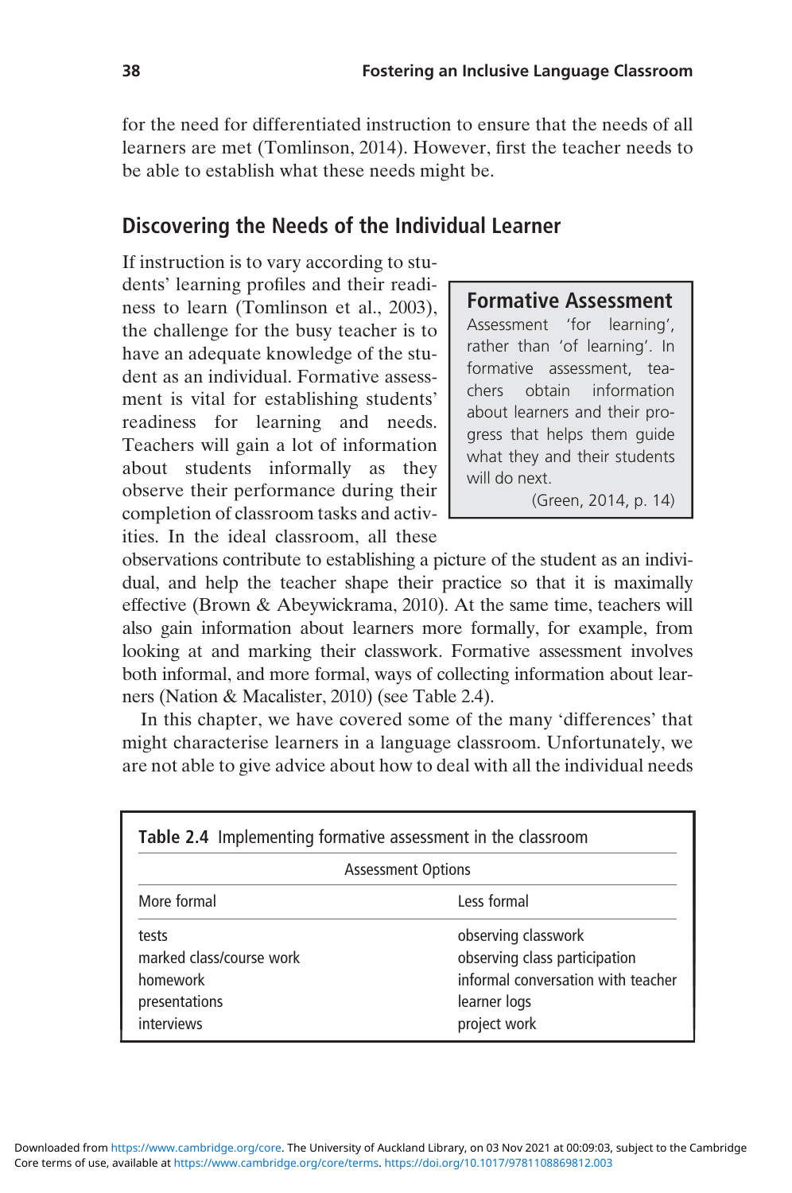for the need for differentiated instruction to ensure that the needs of all learners are met (Tomlinson, 2014). However, first the teacher needs to be able to establish what these needs might be.

## Discovering the Needs of the Individual Learner

If instruction is to vary according to students' learning profiles and their readiness to learn (Tomlinson et al., 2003), the challenge for the busy teacher is to have an adequate knowledge of the student as an individual. Formative assessment is vital for establishing students' readiness for learning and needs. Teachers will gain a lot of information about students informally as they observe their performance during their completion of classroom tasks and activities. In the ideal classroom, all these observations contribute to establishing a picture of the student as an individual, and help the teacher shape their practice so that it is maximally effective (Brown & Abeywickrama, 2010). At the same time, teachers will also gain information about learners more formally, for example, from looking at and marking their classwork. Formative assessment involves both informal, and more formal, ways of collecting information about learners (Nation & Macalister, 2010) (see Table 2.4).

> **Formative Assessment**
> Assessment 'for learning', rather than 'of learning'. In formative assessment, teachers obtain information about learners and their progress that helps them guide what they and their students will do next.
> (Green, 2014, p. 14)

In this chapter, we have covered some of the many 'differences' that might characterise learners in a language classroom. Unfortunately, we are not able to give advice about how to deal with all the individual needs

**Table 2.4** Implementing formative assessment in the classroom

| Assessment Options | |
|---|---|
| More formal | Less formal |
| tests | observing classwork |
| marked class/course work | observing class participation |
| homework | informal conversation with teacher |
| presentations | learner logs |
| interviews | project work |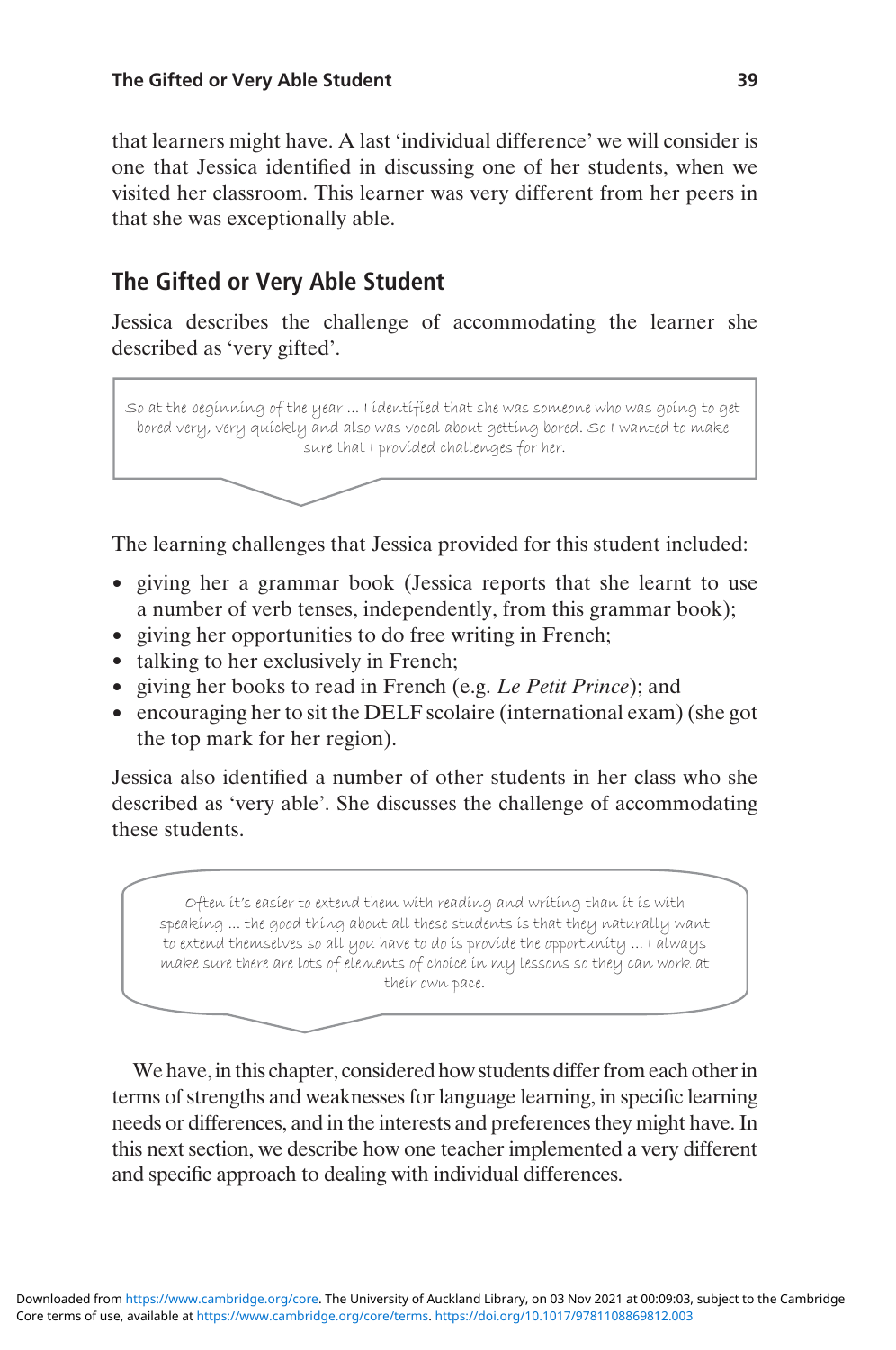that learners might have. A last 'individual difference' we will consider is one that Jessica identified in discussing one of her students, when we visited her classroom. This learner was very different from her peers in that she was exceptionally able.

## The Gifted or Very Able Student

Jessica describes the challenge of accommodating the learner she described as 'very gifted'.

> So at the beginning of the year ... I identified that she was someone who was going to get bored very, very quickly and also was vocal about getting bored. So I wanted to make sure that I provided challenges for her.

The learning challenges that Jessica provided for this student included:

- giving her a grammar book (Jessica reports that she learnt to use a number of verb tenses, independently, from this grammar book);
- giving her opportunities to do free writing in French;
- talking to her exclusively in French;
- giving her books to read in French (e.g. *Le Petit Prince*); and
- encouraging her to sit the DELF scolaire (international exam) (she got the top mark for her region).

Jessica also identified a number of other students in her class who she described as 'very able'. She discusses the challenge of accommodating these students.

> Often it's easier to extend them with reading and writing than it is with speaking ... the good thing about all these students is that they naturally want to extend themselves so all you have to do is provide the opportunity ... I always make sure there are lots of elements of choice in my lessons so they can work at their own pace.

We have, in this chapter, considered how students differ from each other in terms of strengths and weaknesses for language learning, in specific learning needs or differences, and in the interests and preferences they might have. In this next section, we describe how one teacher implemented a very different and specific approach to dealing with individual differences.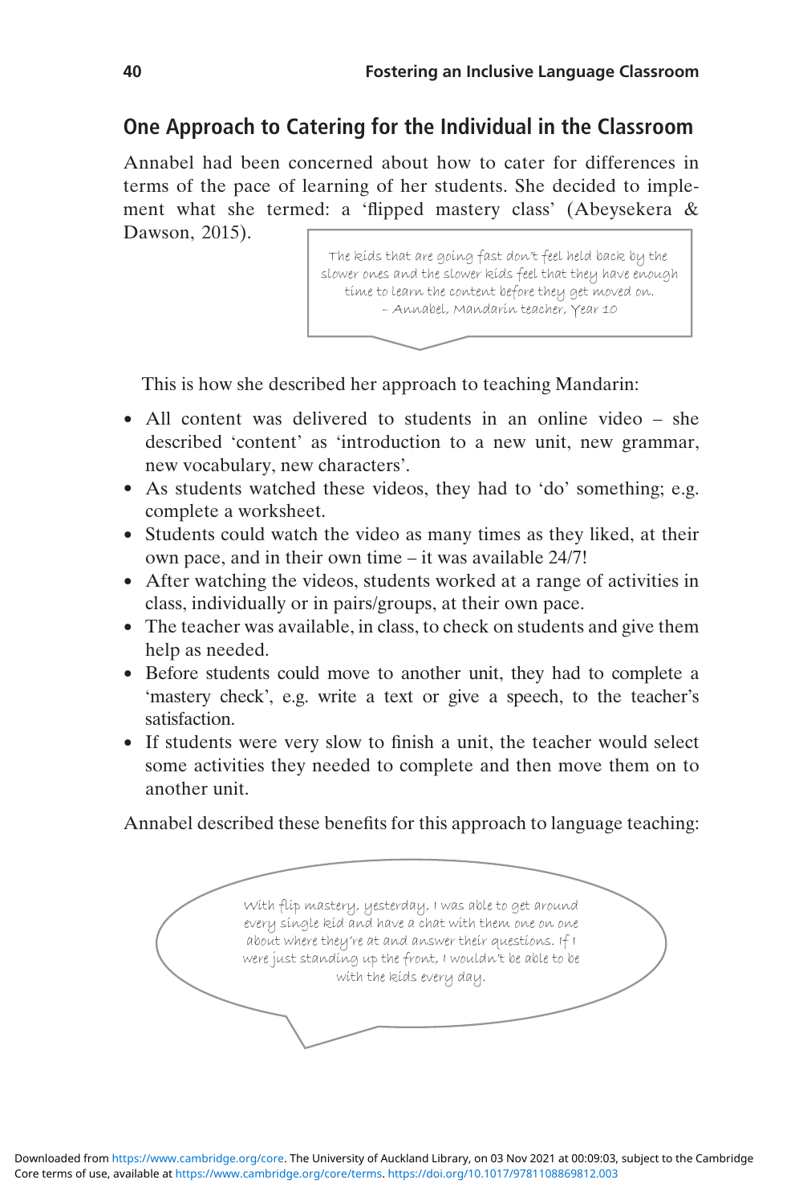## One Approach to Catering for the Individual in the Classroom

Annabel had been concerned about how to cater for differences in terms of the pace of learning of her students. She decided to implement what she termed: a 'flipped mastery class' (Abeysekera & Dawson, 2015).

> The kids that are going fast don't feel held back by the slower ones and the slower kids feel that they have enough time to learn the content before they get moved on.
> – Annabel, Mandarin teacher, Year 10

This is how she described her approach to teaching Mandarin:

- All content was delivered to students in an online video – she described 'content' as 'introduction to a new unit, new grammar, new vocabulary, new characters'.
- As students watched these videos, they had to 'do' something; e.g. complete a worksheet.
- Students could watch the video as many times as they liked, at their own pace, and in their own time – it was available 24/7!
- After watching the videos, students worked at a range of activities in class, individually or in pairs/groups, at their own pace.
- The teacher was available, in class, to check on students and give them help as needed.
- Before students could move to another unit, they had to complete a 'mastery check', e.g. write a text or give a speech, to the teacher's satisfaction.
- If students were very slow to finish a unit, the teacher would select some activities they needed to complete and then move them on to another unit.

Annabel described these benefits for this approach to language teaching:

> With flip mastery, yesterday, I was able to get around every single kid and have a chat with them one on one about where they're at and answer their questions. If I were just standing up the front, I wouldn't be able to be with the kids every day.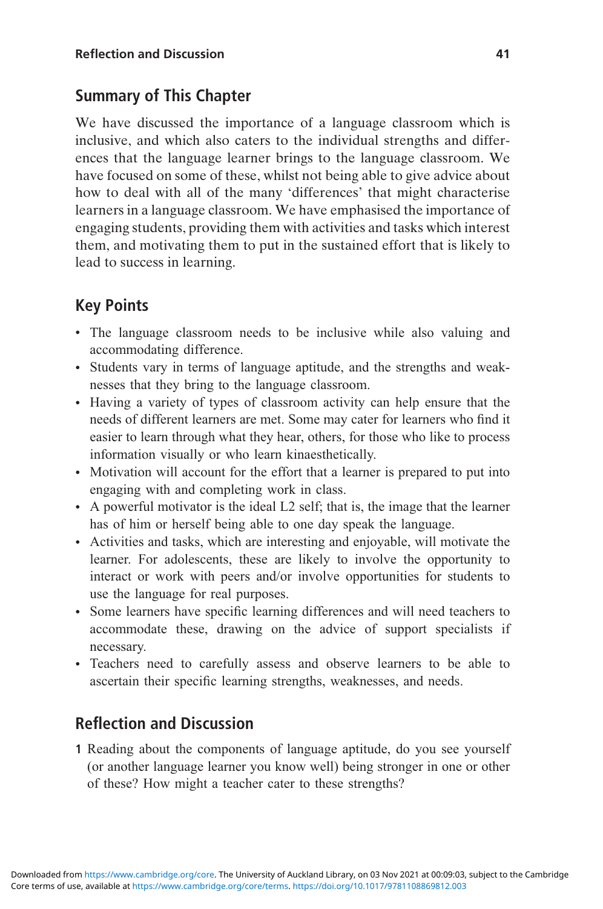## Summary of This Chapter

We have discussed the importance of a language classroom which is inclusive, and which also caters to the individual strengths and differences that the language learner brings to the language classroom. We have focused on some of these, whilst not being able to give advice about how to deal with all of the many 'differences' that might characterise learners in a language classroom. We have emphasised the importance of engaging students, providing them with activities and tasks which interest them, and motivating them to put in the sustained effort that is likely to lead to success in learning.

## Key Points

- The language classroom needs to be inclusive while also valuing and accommodating difference.
- Students vary in terms of language aptitude, and the strengths and weaknesses that they bring to the language classroom.
- Having a variety of types of classroom activity can help ensure that the needs of different learners are met. Some may cater for learners who find it easier to learn through what they hear, others, for those who like to process information visually or who learn kinaesthetically.
- Motivation will account for the effort that a learner is prepared to put into engaging with and completing work in class.
- A powerful motivator is the ideal L2 self; that is, the image that the learner has of him or herself being able to one day speak the language.
- Activities and tasks, which are interesting and enjoyable, will motivate the learner. For adolescents, these are likely to involve the opportunity to interact or work with peers and/or involve opportunities for students to use the language for real purposes.
- Some learners have specific learning differences and will need teachers to accommodate these, drawing on the advice of support specialists if necessary.
- Teachers need to carefully assess and observe learners to be able to ascertain their specific learning strengths, weaknesses, and needs.

## Reflection and Discussion

1. Reading about the components of language aptitude, do you see yourself (or another language learner you know well) being stronger in one or other of these? How might a teacher cater to these strengths?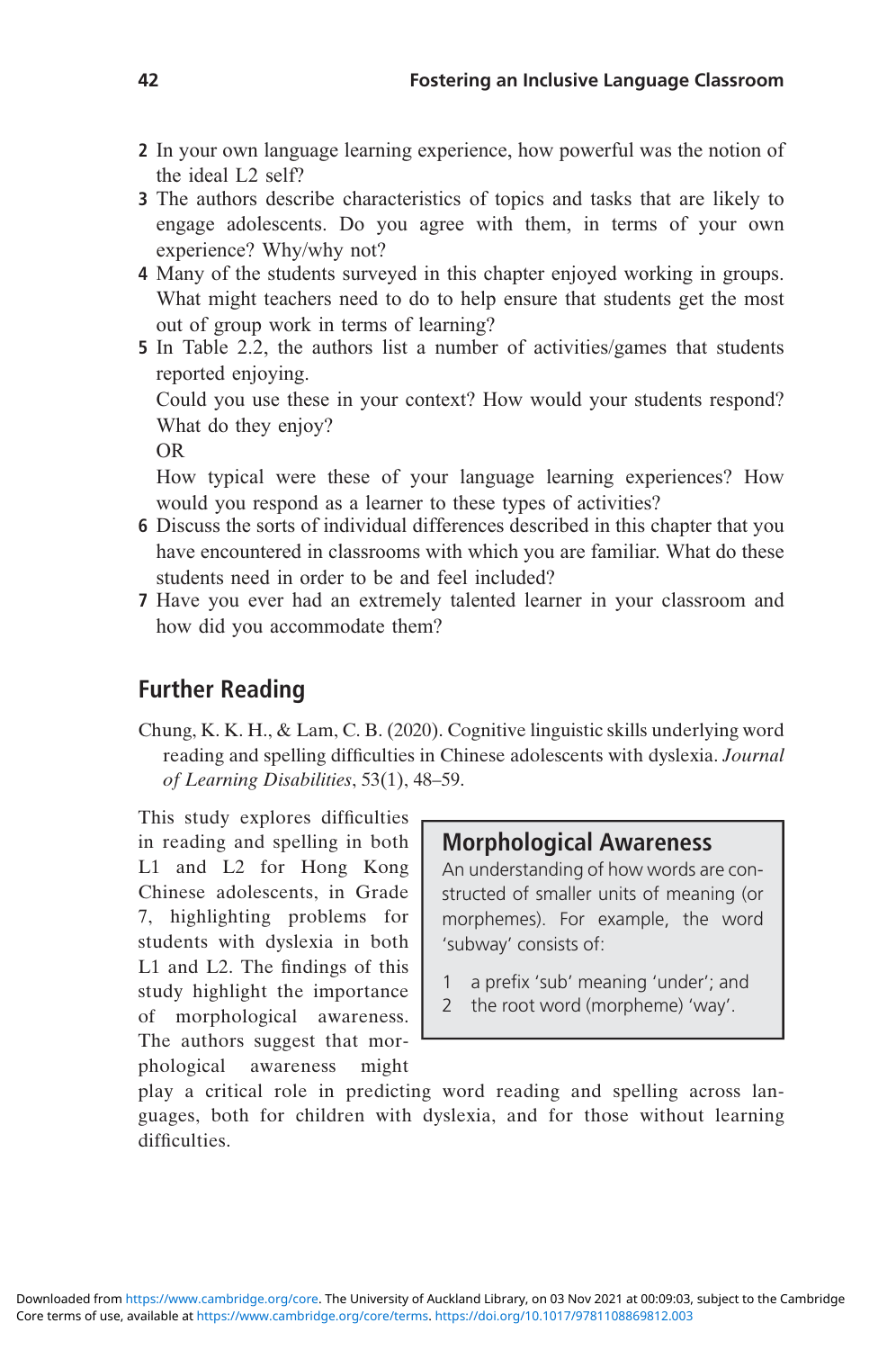2 In your own language learning experience, how powerful was the notion of the ideal L2 self?
3 The authors describe characteristics of topics and tasks that are likely to engage adolescents. Do you agree with them, in terms of your own experience? Why/why not?
4 Many of the students surveyed in this chapter enjoyed working in groups. What might teachers need to do to help ensure that students get the most out of group work in terms of learning?
5 In Table 2.2, the authors list a number of activities/games that students reported enjoying.
   Could you use these in your context? How would your students respond? What do they enjoy?
   OR
   How typical were these of your language learning experiences? How would you respond as a learner to these types of activities?
6 Discuss the sorts of individual differences described in this chapter that you have encountered in classrooms with which you are familiar. What do these students need in order to be and feel included?
7 Have you ever had an extremely talented learner in your classroom and how did you accommodate them?

## Further Reading

Chung, K. K. H., & Lam, C. B. (2020). Cognitive linguistic skills underlying word reading and spelling difficulties in Chinese adolescents with dyslexia. *Journal of Learning Disabilities*, 53(1), 48–59.

This study explores difficulties in reading and spelling in both L1 and L2 for Hong Kong Chinese adolescents, in Grade 7, highlighting problems for students with dyslexia in both L1 and L2. The findings of this study highlight the importance of morphological awareness. The authors suggest that morphological awareness might play a critical role in predicting word reading and spelling across languages, both for children with dyslexia, and for those without learning difficulties.

> **Morphological Awareness**
>
> An understanding of how words are constructed of smaller units of meaning (or morphemes). For example, the word 'subway' consists of:
>
> 1 a prefix 'sub' meaning 'under'; and
> 2 the root word (morpheme) 'way'.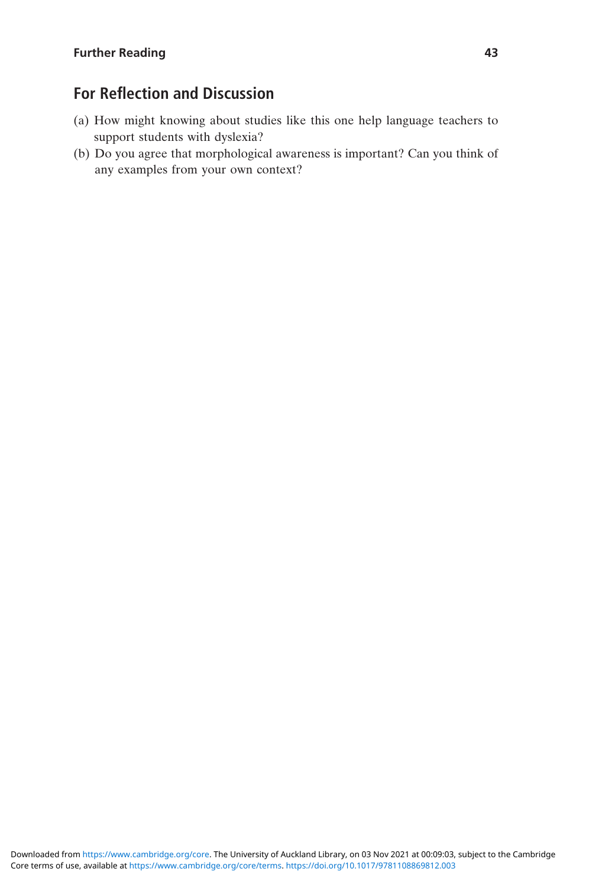## For Reflection and Discussion

(a) How might knowing about studies like this one help language teachers to support students with dyslexia?

(b) Do you agree that morphological awareness is important? Can you think of any examples from your own context?